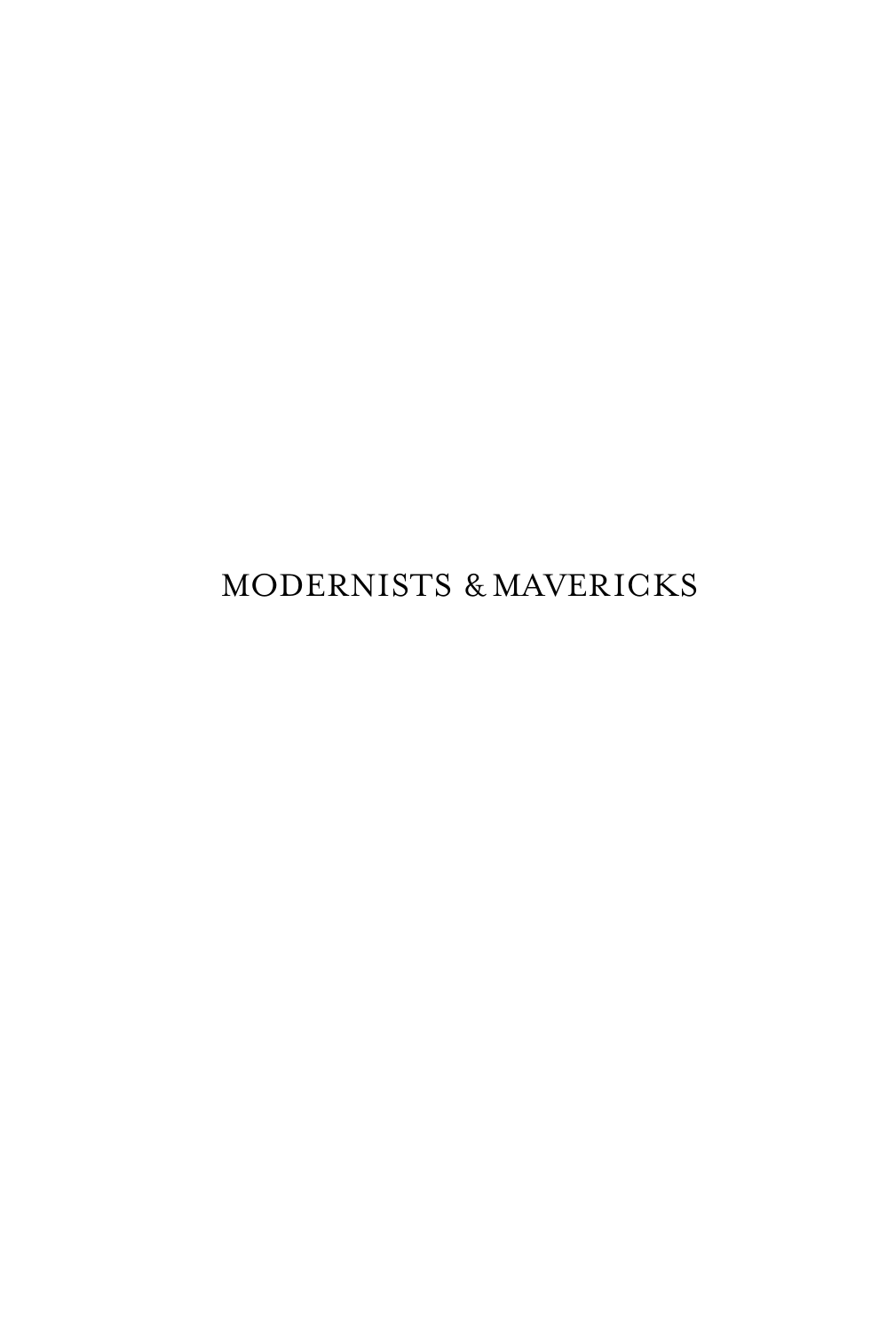# MODERNISTS & MAVERICKS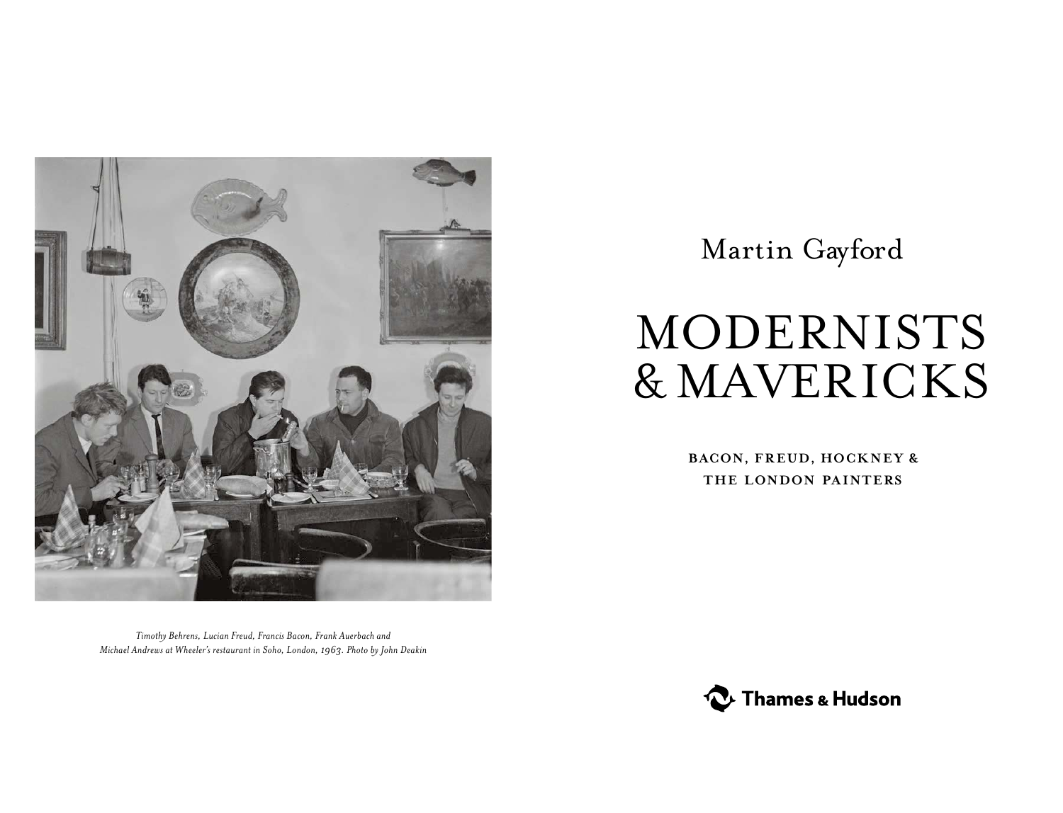*Timothy Behrens, Lucian Freud, Francis Bacon, Frank Auerbach and Michael Andrews at Wheeler's restaurant in Soho, London, 1963. Photo by John Deakin*

Martin Gayford

# MODERNISTS & MAVERICKS

## BACON, FREUD, HOCKNEY & THE LONDON PAINTERS

Thames & Hudson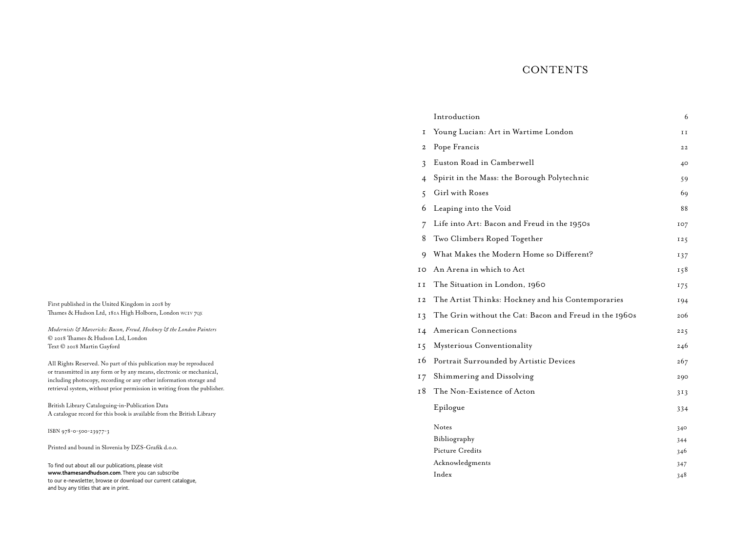First published in the United Kingdom in 2018 by
Thames & Hudson Ltd, 181A High Holborn, London WC1V 7QX

*Modernists & Mavericks: Bacon, Freud, Hockney & the London Painters*
© 2018 Thames & Hudson Ltd, London
Text © 2018 Martin Gayford

All Rights Reserved. No part of this publication may be reproduced or transmitted in any form or by any means, electronic or mechanical, including photocopy, recording or any other information storage and retrieval system, without prior permission in writing from the publisher.

British Library Cataloguing-in-Publication Data
A catalogue record for this book is available from the British Library

ISBN 978-0-500-23977-3

Printed and bound in Slovenia by DZS-Grafik d.o.o.

To find out about all our publications, please visit **www.thamesandhudson.com**. There you can subscribe to our e-newsletter, browse or download our current catalogue, and buy any titles that are in print.

# CONTENTS

| | | |
|---|---|---|
| | Introduction | 6 |
| 1 | Young Lucian: Art in Wartime London | 11 |
| 2 | Pope Francis | 22 |
| 3 | Euston Road in Camberwell | 40 |
| 4 | Spirit in the Mass: the Borough Polytechnic | 59 |
| 5 | Girl with Roses | 69 |
| 6 | Leaping into the Void | 88 |
| 7 | Life into Art: Bacon and Freud in the 1950s | 107 |
| 8 | Two Climbers Roped Together | 125 |
| 9 | What Makes the Modern Home so Different? | 137 |
| 10 | An Arena in which to Act | 158 |
| 11 | The Situation in London, 1960 | 175 |
| 12 | The Artist Thinks: Hockney and his Contemporaries | 194 |
| 13 | The Grin without the Cat: Bacon and Freud in the 1960s | 206 |
| 14 | American Connections | 225 |
| 15 | Mysterious Conventionality | 246 |
| 16 | Portrait Surrounded by Artistic Devices | 267 |
| 17 | Shimmering and Dissolving | 290 |
| 18 | The Non-Existence of Acton | 313 |
| | Epilogue | 334 |
| | Notes | 340 |
| | Bibliography | 344 |
| | Picture Credits | 346 |
| | Acknowledgments | 347 |
| | Index | 348 |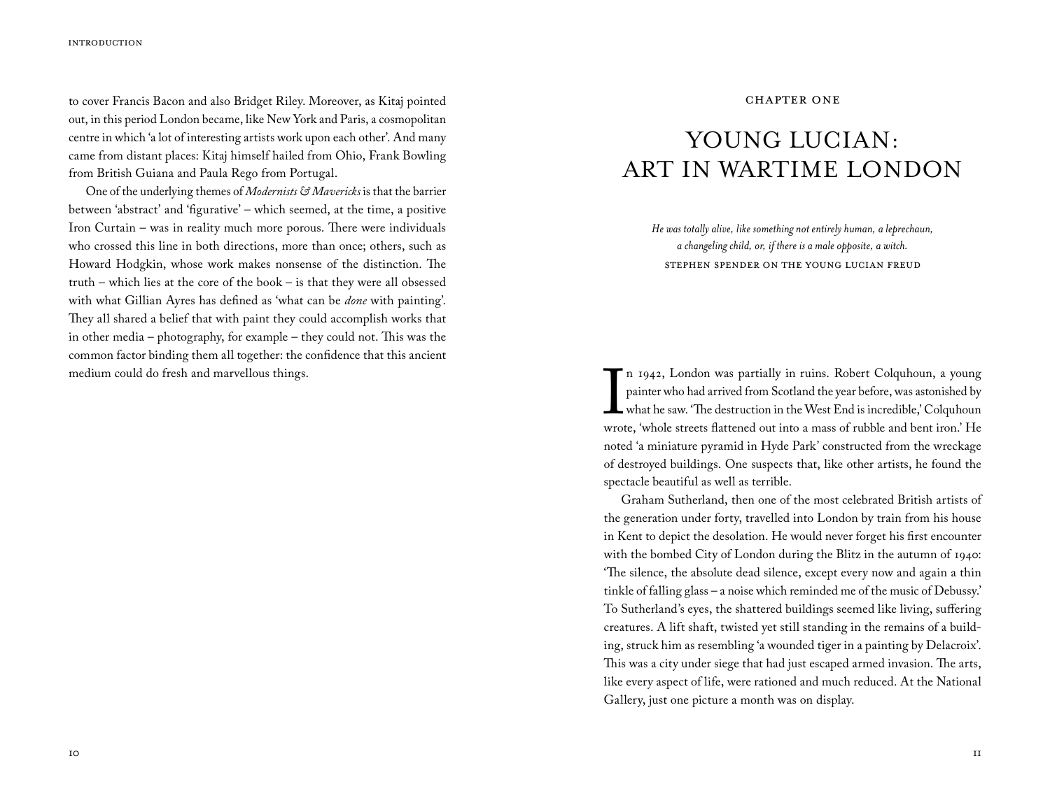to cover Francis Bacon and also Bridget Riley. Moreover, as Kitaj pointed out, in this period London became, like New York and Paris, a cosmopolitan centre in which 'a lot of interesting artists work upon each other'. And many came from distant places: Kitaj himself hailed from Ohio, Frank Bowling from British Guiana and Paula Rego from Portugal.

One of the underlying themes of *Modernists & Mavericks* is that the barrier between 'abstract' and 'figurative' – which seemed, at the time, a positive Iron Curtain – was in reality much more porous. There were individuals who crossed this line in both directions, more than once; others, such as Howard Hodgkin, whose work makes nonsense of the distinction. The truth – which lies at the core of the book – is that they were all obsessed with what Gillian Ayres has defined as 'what can be *done* with painting'. They all shared a belief that with paint they could accomplish works that in other media – photography, for example – they could not. This was the common factor binding them all together: the confidence that this ancient medium could do fresh and marvellous things.

CHAPTER ONE

# YOUNG LUCIAN: ART IN WARTIME LONDON

*He was totally alive, like something not entirely human, a leprechaun, a changeling child, or, if there is a male opposite, a witch.*

STEPHEN SPENDER ON THE YOUNG LUCIAN FREUD

In 1942, London was partially in ruins. Robert Colquhoun, a young painter who had arrived from Scotland the year before, was astonished by what he saw. 'The destruction in the West End is incredible,' Colquhoun wrote, 'whole streets flattened out into a mass of rubble and bent iron.' He noted 'a miniature pyramid in Hyde Park' constructed from the wreckage of destroyed buildings. One suspects that, like other artists, he found the spectacle beautiful as well as terrible.

Graham Sutherland, then one of the most celebrated British artists of the generation under forty, travelled into London by train from his house in Kent to depict the desolation. He would never forget his first encounter with the bombed City of London during the Blitz in the autumn of 1940: 'The silence, the absolute dead silence, except every now and again a thin tinkle of falling glass – a noise which reminded me of the music of Debussy.' To Sutherland's eyes, the shattered buildings seemed like living, suffering creatures. A lift shaft, twisted yet still standing in the remains of a building, struck him as resembling 'a wounded tiger in a painting by Delacroix'. This was a city under siege that had just escaped armed invasion. The arts, like every aspect of life, were rationed and much reduced. At the National Gallery, just one picture a month was on display.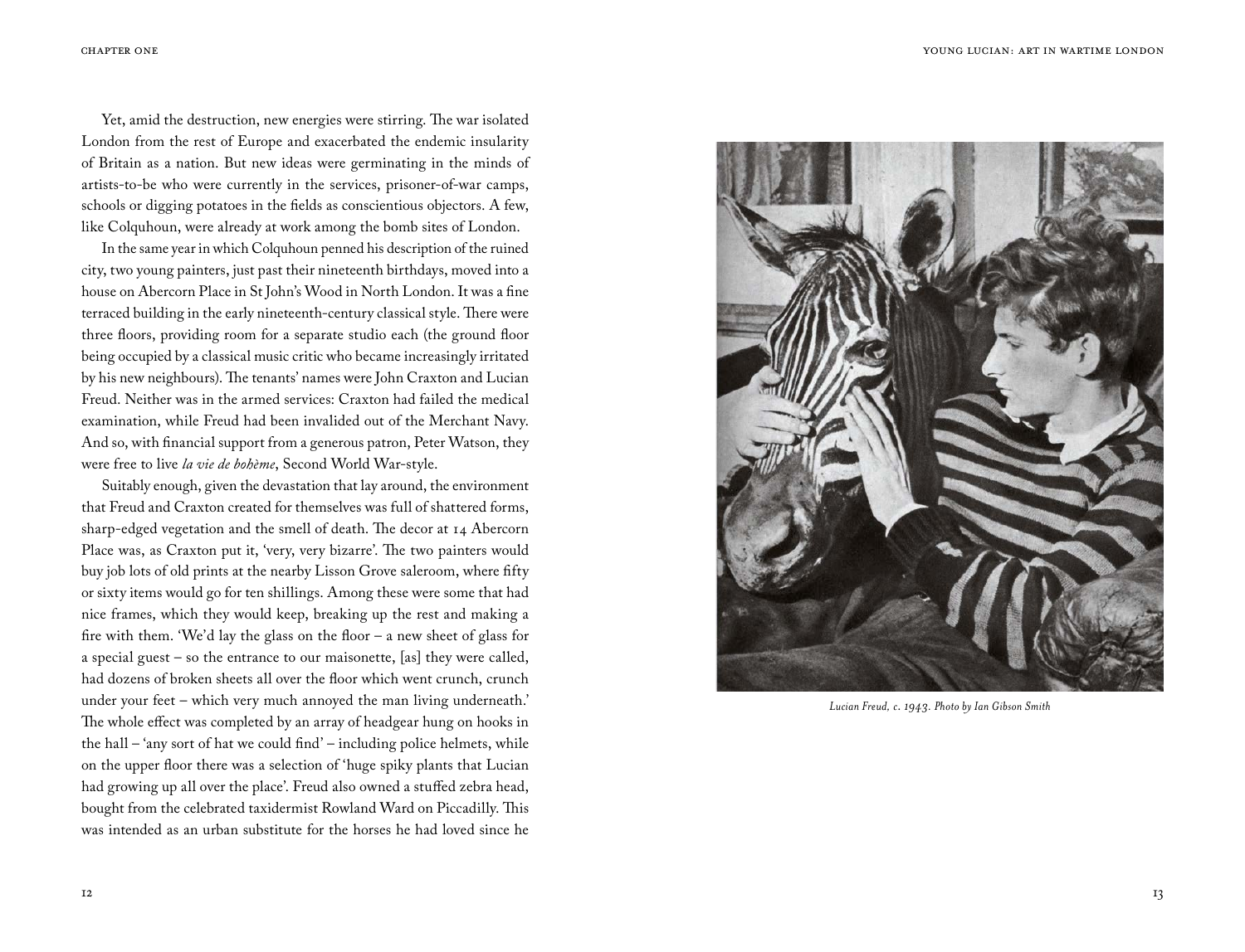Yet, amid the destruction, new energies were stirring. The war isolated London from the rest of Europe and exacerbated the endemic insularity of Britain as a nation. But new ideas were germinating in the minds of artists-to-be who were currently in the services, prisoner-of-war camps, schools or digging potatoes in the fields as conscientious objectors. A few, like Colquhoun, were already at work among the bomb sites of London.

In the same year in which Colquhoun penned his description of the ruined city, two young painters, just past their nineteenth birthdays, moved into a house on Abercorn Place in St John's Wood in North London. It was a fine terraced building in the early nineteenth-century classical style. There were three floors, providing room for a separate studio each (the ground floor being occupied by a classical music critic who became increasingly irritated by his new neighbours). The tenants' names were John Craxton and Lucian Freud. Neither was in the armed services: Craxton had failed the medical examination, while Freud had been invalided out of the Merchant Navy. And so, with financial support from a generous patron, Peter Watson, they were free to live *la vie de bohème*, Second World War-style.

Suitably enough, given the devastation that lay around, the environment that Freud and Craxton created for themselves was full of shattered forms, sharp-edged vegetation and the smell of death. The decor at 14 Abercorn Place was, as Craxton put it, 'very, very bizarre'. The two painters would buy job lots of old prints at the nearby Lisson Grove saleroom, where fifty or sixty items would go for ten shillings. Among these were some that had nice frames, which they would keep, breaking up the rest and making a fire with them. 'We'd lay the glass on the floor – a new sheet of glass for a special guest – so the entrance to our maisonette, [as] they were called, had dozens of broken sheets all over the floor which went crunch, crunch under your feet – which very much annoyed the man living underneath.' The whole effect was completed by an array of headgear hung on hooks in the hall – 'any sort of hat we could find' – including police helmets, while on the upper floor there was a selection of 'huge spiky plants that Lucian had growing up all over the place'. Freud also owned a stuffed zebra head, bought from the celebrated taxidermist Rowland Ward on Piccadilly. This was intended as an urban substitute for the horses he had loved since he

*Lucian Freud, c. 1943. Photo by Ian Gibson Smith*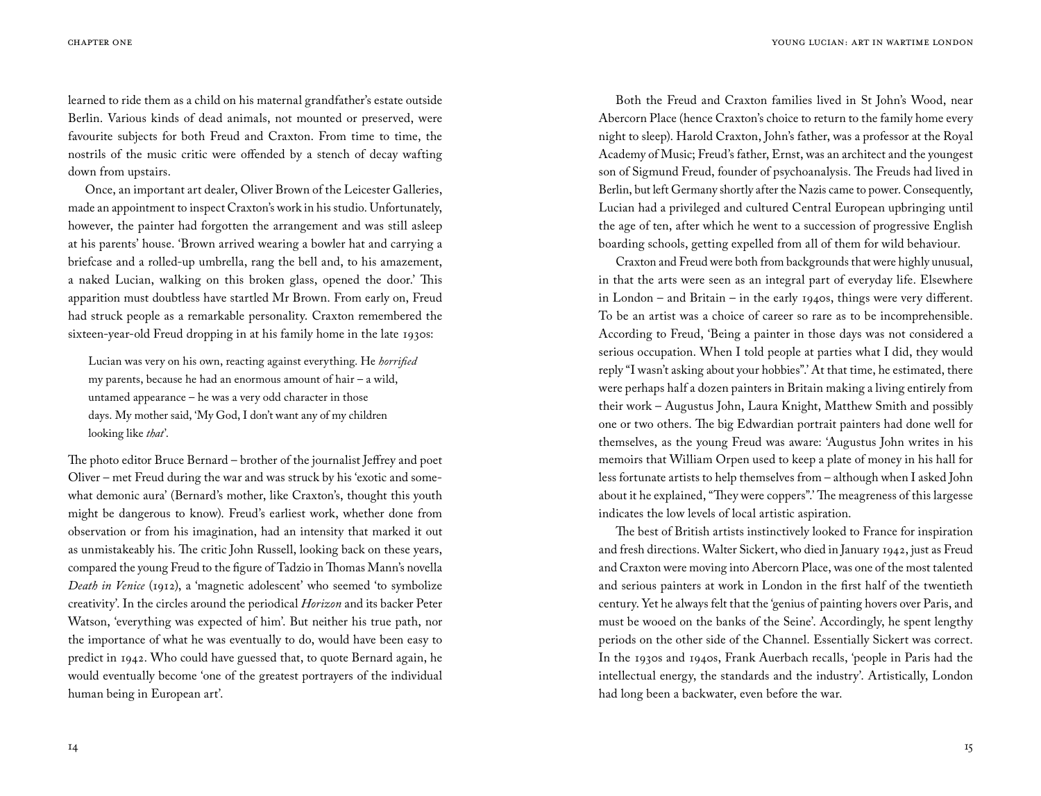learned to ride them as a child on his maternal grandfather's estate outside Berlin. Various kinds of dead animals, not mounted or preserved, were favourite subjects for both Freud and Craxton. From time to time, the nostrils of the music critic were offended by a stench of decay wafting down from upstairs.

Once, an important art dealer, Oliver Brown of the Leicester Galleries, made an appointment to inspect Craxton's work in his studio. Unfortunately, however, the painter had forgotten the arrangement and was still asleep at his parents' house. 'Brown arrived wearing a bowler hat and carrying a briefcase and a rolled-up umbrella, rang the bell and, to his amazement, a naked Lucian, walking on this broken glass, opened the door.' This apparition must doubtless have startled Mr Brown. From early on, Freud had struck people as a remarkable personality. Craxton remembered the sixteen-year-old Freud dropping in at his family home in the late 1930s:

> Lucian was very on his own, reacting against everything. He *horrified* my parents, because he had an enormous amount of hair – a wild, untamed appearance – he was a very odd character in those days. My mother said, 'My God, I don't want any of my children looking like *that*'.

The photo editor Bruce Bernard – brother of the journalist Jeffrey and poet Oliver – met Freud during the war and was struck by his 'exotic and somewhat demonic aura' (Bernard's mother, like Craxton's, thought this youth might be dangerous to know). Freud's earliest work, whether done from observation or from his imagination, had an intensity that marked it out as unmistakeably his. The critic John Russell, looking back on these years, compared the young Freud to the figure of Tadzio in Thomas Mann's novella *Death in Venice* (1912), a 'magnetic adolescent' who seemed 'to symbolize creativity'. In the circles around the periodical *Horizon* and its backer Peter Watson, 'everything was expected of him'. But neither his true path, nor the importance of what he was eventually to do, would have been easy to predict in 1942. Who could have guessed that, to quote Bernard again, he would eventually become 'one of the greatest portrayers of the individual human being in European art'.

Both the Freud and Craxton families lived in St John's Wood, near Abercorn Place (hence Craxton's choice to return to the family home every night to sleep). Harold Craxton, John's father, was a professor at the Royal Academy of Music; Freud's father, Ernst, was an architect and the youngest son of Sigmund Freud, founder of psychoanalysis. The Freuds had lived in Berlin, but left Germany shortly after the Nazis came to power. Consequently, Lucian had a privileged and cultured Central European upbringing until the age of ten, after which he went to a succession of progressive English boarding schools, getting expelled from all of them for wild behaviour.

Craxton and Freud were both from backgrounds that were highly unusual, in that the arts were seen as an integral part of everyday life. Elsewhere in London – and Britain – in the early 1940s, things were very different. To be an artist was a choice of career so rare as to be incomprehensible. According to Freud, 'Being a painter in those days was not considered a serious occupation. When I told people at parties what I did, they would reply "I wasn't asking about your hobbies".' At that time, he estimated, there were perhaps half a dozen painters in Britain making a living entirely from their work – Augustus John, Laura Knight, Matthew Smith and possibly one or two others. The big Edwardian portrait painters had done well for themselves, as the young Freud was aware: 'Augustus John writes in his memoirs that William Orpen used to keep a plate of money in his hall for less fortunate artists to help themselves from – although when I asked John about it he explained, "They were coppers".' The meagreness of this largesse indicates the low levels of local artistic aspiration.

The best of British artists instinctively looked to France for inspiration and fresh directions. Walter Sickert, who died in January 1942, just as Freud and Craxton were moving into Abercorn Place, was one of the most talented and serious painters at work in London in the first half of the twentieth century. Yet he always felt that the 'genius of painting hovers over Paris, and must be wooed on the banks of the Seine'. Accordingly, he spent lengthy periods on the other side of the Channel. Essentially Sickert was correct. In the 1930s and 1940s, Frank Auerbach recalls, 'people in Paris had the intellectual energy, the standards and the industry'. Artistically, London had long been a backwater, even before the war.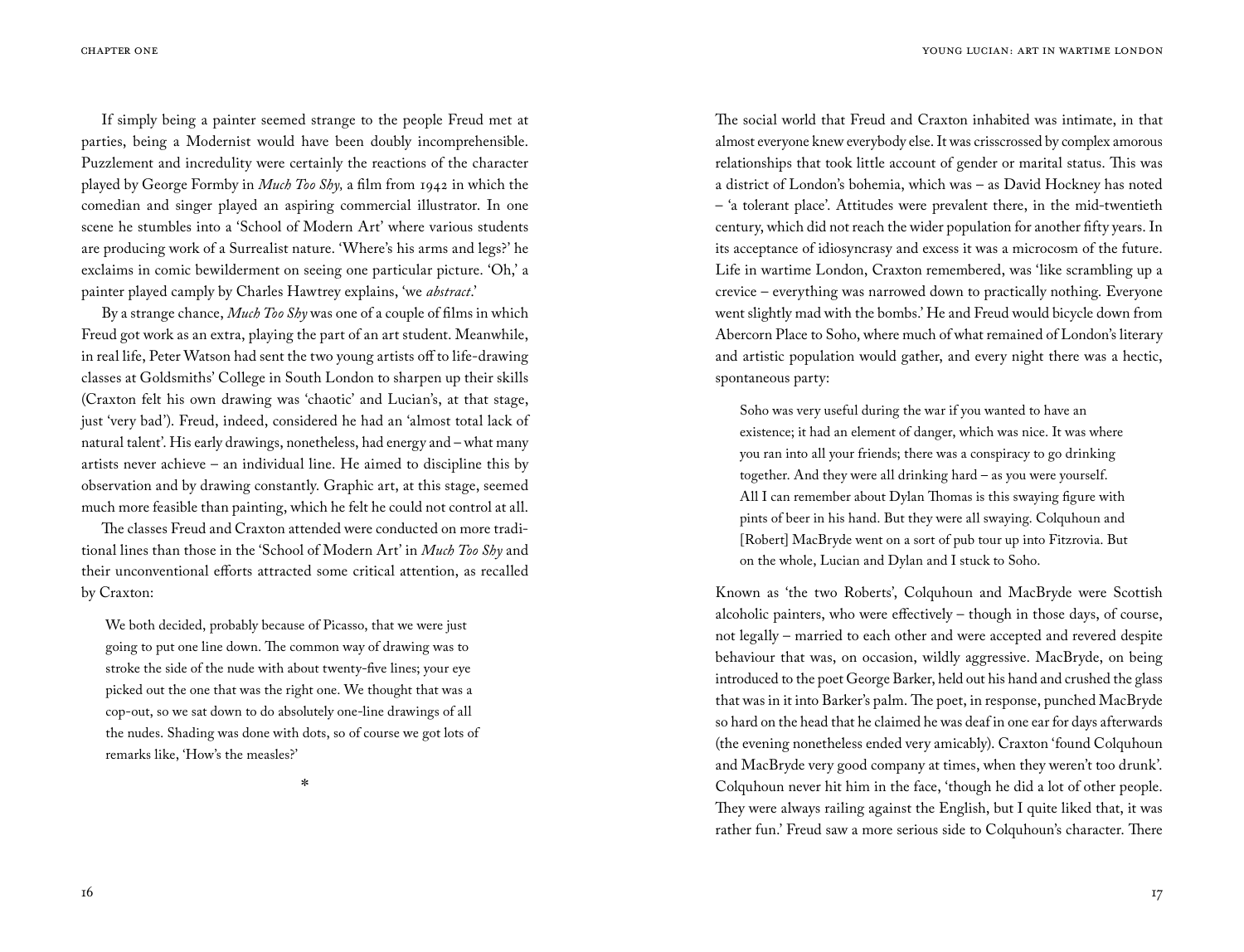If simply being a painter seemed strange to the people Freud met at parties, being a Modernist would have been doubly incomprehensible. Puzzlement and incredulity were certainly the reactions of the character played by George Formby in *Much Too Shy,* a film from 1942 in which the comedian and singer played an aspiring commercial illustrator. In one scene he stumbles into a 'School of Modern Art' where various students are producing work of a Surrealist nature. 'Where's his arms and legs?' he exclaims in comic bewilderment on seeing one particular picture. 'Oh,' a painter played camply by Charles Hawtrey explains, 'we *abstract*.'

By a strange chance, *Much Too Shy* was one of a couple of films in which Freud got work as an extra, playing the part of an art student. Meanwhile, in real life, Peter Watson had sent the two young artists off to life-drawing classes at Goldsmiths' College in South London to sharpen up their skills (Craxton felt his own drawing was 'chaotic' and Lucian's, at that stage, just 'very bad'). Freud, indeed, considered he had an 'almost total lack of natural talent'. His early drawings, nonetheless, had energy and – what many artists never achieve – an individual line. He aimed to discipline this by observation and by drawing constantly. Graphic art, at this stage, seemed much more feasible than painting, which he felt he could not control at all.

The classes Freud and Craxton attended were conducted on more traditional lines than those in the 'School of Modern Art' in *Much Too Shy* and their unconventional efforts attracted some critical attention, as recalled by Craxton:

> We both decided, probably because of Picasso, that we were just going to put one line down. The common way of drawing was to stroke the side of the nude with about twenty-five lines; your eye picked out the one that was the right one. We thought that was a cop-out, so we sat down to do absolutely one-line drawings of all the nudes. Shading was done with dots, so of course we got lots of remarks like, 'How's the measles?'

*

The social world that Freud and Craxton inhabited was intimate, in that almost everyone knew everybody else. It was crisscrossed by complex amorous relationships that took little account of gender or marital status. This was a district of London's bohemia, which was – as David Hockney has noted – 'a tolerant place'. Attitudes were prevalent there, in the mid-twentieth century, which did not reach the wider population for another fifty years. In its acceptance of idiosyncrasy and excess it was a microcosm of the future. Life in wartime London, Craxton remembered, was 'like scrambling up a crevice – everything was narrowed down to practically nothing. Everyone went slightly mad with the bombs.' He and Freud would bicycle down from Abercorn Place to Soho, where much of what remained of London's literary and artistic population would gather, and every night there was a hectic, spontaneous party:

> Soho was very useful during the war if you wanted to have an existence; it had an element of danger, which was nice. It was where you ran into all your friends; there was a conspiracy to go drinking together. And they were all drinking hard – as you were yourself. All I can remember about Dylan Thomas is this swaying figure with pints of beer in his hand. But they were all swaying. Colquhoun and [Robert] MacBryde went on a sort of pub tour up into Fitzrovia. But on the whole, Lucian and Dylan and I stuck to Soho.

Known as 'the two Roberts', Colquhoun and MacBryde were Scottish alcoholic painters, who were effectively – though in those days, of course, not legally – married to each other and were accepted and revered despite behaviour that was, on occasion, wildly aggressive. MacBryde, on being introduced to the poet George Barker, held out his hand and crushed the glass that was in it into Barker's palm. The poet, in response, punched MacBryde so hard on the head that he claimed he was deaf in one ear for days afterwards (the evening nonetheless ended very amicably). Craxton 'found Colquhoun and MacBryde very good company at times, when they weren't too drunk'. Colquhoun never hit him in the face, 'though he did a lot of other people. They were always railing against the English, but I quite liked that, it was rather fun.' Freud saw a more serious side to Colquhoun's character. There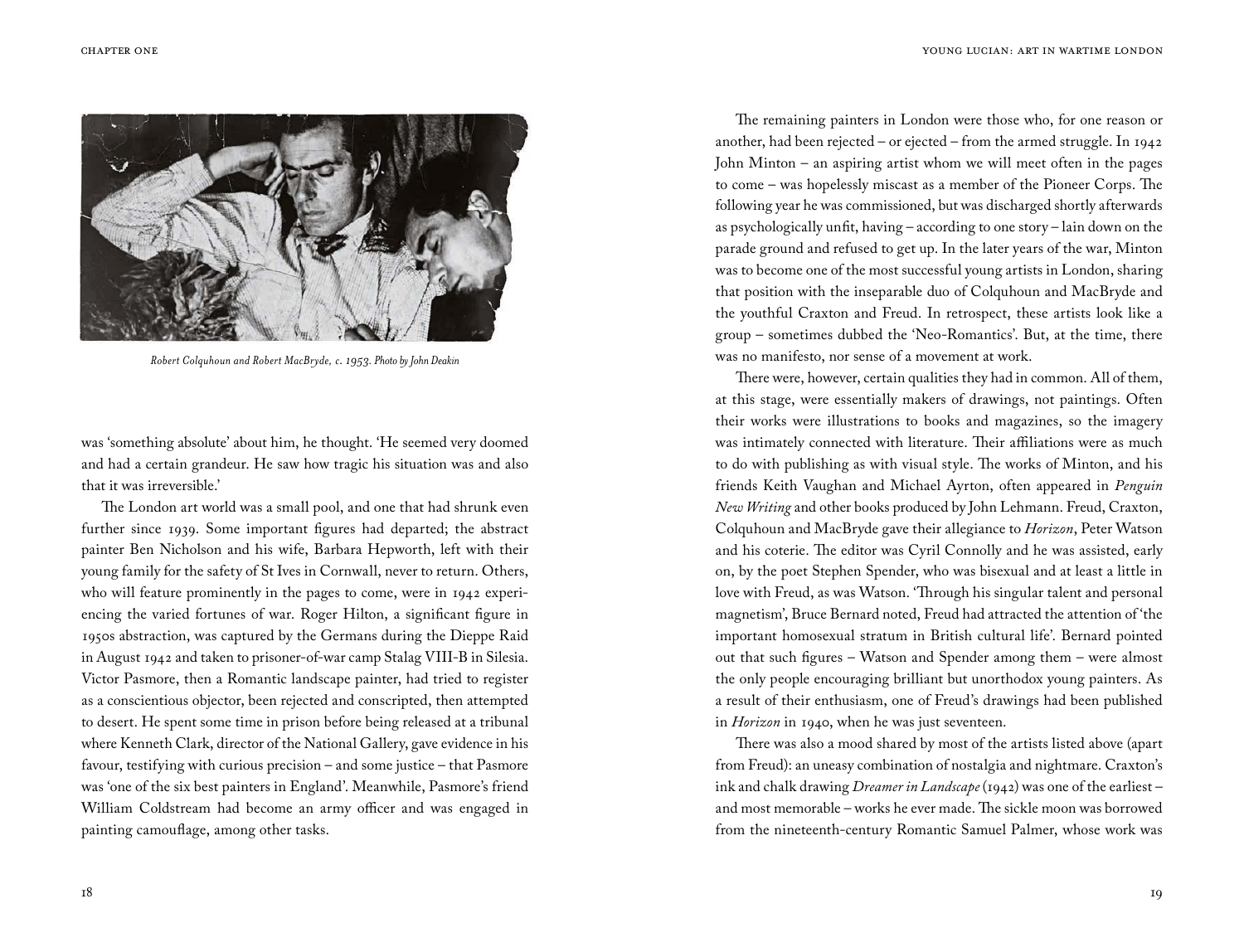Robert Colquhoun and Robert MacBryde, c. 1953. Photo by John Deakin

was 'something absolute' about him, he thought. 'He seemed very doomed and had a certain grandeur. He saw how tragic his situation was and also that it was irreversible.'

The London art world was a small pool, and one that had shrunk even further since 1939. Some important figures had departed; the abstract painter Ben Nicholson and his wife, Barbara Hepworth, left with their young family for the safety of St Ives in Cornwall, never to return. Others, who will feature prominently in the pages to come, were in 1942 experiencing the varied fortunes of war. Roger Hilton, a significant figure in 1950s abstraction, was captured by the Germans during the Dieppe Raid in August 1942 and taken to prisoner-of-war camp Stalag VIII-B in Silesia. Victor Pasmore, then a Romantic landscape painter, had tried to register as a conscientious objector, been rejected and conscripted, then attempted to desert. He spent some time in prison before being released at a tribunal where Kenneth Clark, director of the National Gallery, gave evidence in his favour, testifying with curious precision – and some justice – that Pasmore was 'one of the six best painters in England'. Meanwhile, Pasmore's friend William Coldstream had become an army officer and was engaged in painting camouflage, among other tasks.

The remaining painters in London were those who, for one reason or another, had been rejected – or ejected – from the armed struggle. In 1942 John Minton – an aspiring artist whom we will meet often in the pages to come – was hopelessly miscast as a member of the Pioneer Corps. The following year he was commissioned, but was discharged shortly afterwards as psychologically unfit, having – according to one story – lain down on the parade ground and refused to get up. In the later years of the war, Minton was to become one of the most successful young artists in London, sharing that position with the inseparable duo of Colquhoun and MacBryde and the youthful Craxton and Freud. In retrospect, these artists look like a group – sometimes dubbed the 'Neo-Romantics'. But, at the time, there was no manifesto, nor sense of a movement at work.

There were, however, certain qualities they had in common. All of them, at this stage, were essentially makers of drawings, not paintings. Often their works were illustrations to books and magazines, so the imagery was intimately connected with literature. Their affiliations were as much to do with publishing as with visual style. The works of Minton, and his friends Keith Vaughan and Michael Ayrton, often appeared in *Penguin New Writing* and other books produced by John Lehmann. Freud, Craxton, Colquhoun and MacBryde gave their allegiance to *Horizon*, Peter Watson and his coterie. The editor was Cyril Connolly and he was assisted, early on, by the poet Stephen Spender, who was bisexual and at least a little in love with Freud, as was Watson. 'Through his singular talent and personal magnetism', Bruce Bernard noted, Freud had attracted the attention of 'the important homosexual stratum in British cultural life'. Bernard pointed out that such figures – Watson and Spender among them – were almost the only people encouraging brilliant but unorthodox young painters. As a result of their enthusiasm, one of Freud's drawings had been published in *Horizon* in 1940, when he was just seventeen.

There was also a mood shared by most of the artists listed above (apart from Freud): an uneasy combination of nostalgia and nightmare. Craxton's ink and chalk drawing *Dreamer in Landscape* (1942) was one of the earliest – and most memorable – works he ever made. The sickle moon was borrowed from the nineteenth-century Romantic Samuel Palmer, whose work was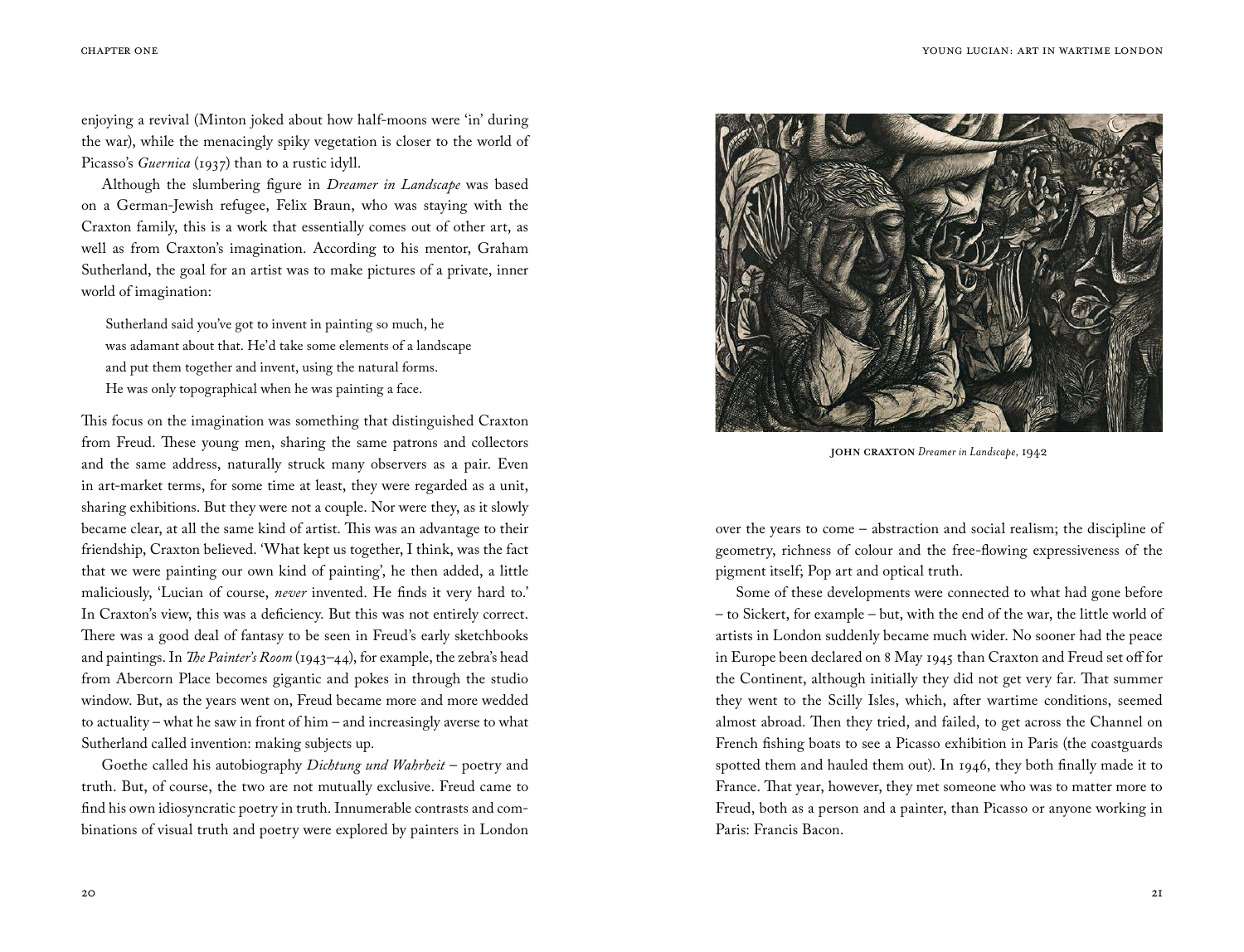enjoying a revival (Minton joked about how half-moons were 'in' during the war), while the menacingly spiky vegetation is closer to the world of Picasso's *Guernica* (1937) than to a rustic idyll.

Although the slumbering figure in *Dreamer in Landscape* was based on a German-Jewish refugee, Felix Braun, who was staying with the Craxton family, this is a work that essentially comes out of other art, as well as from Craxton's imagination. According to his mentor, Graham Sutherland, the goal for an artist was to make pictures of a private, inner world of imagination:

> Sutherland said you've got to invent in painting so much, he was adamant about that. He'd take some elements of a landscape and put them together and invent, using the natural forms. He was only topographical when he was painting a face.

This focus on the imagination was something that distinguished Craxton from Freud. These young men, sharing the same patrons and collectors and the same address, naturally struck many observers as a pair. Even in art-market terms, for some time at least, they were regarded as a unit, sharing exhibitions. But they were not a couple. Nor were they, as it slowly became clear, at all the same kind of artist. This was an advantage to their friendship, Craxton believed. 'What kept us together, I think, was the fact that we were painting our own kind of painting', he then added, a little maliciously, 'Lucian of course, *never* invented. He finds it very hard to.' In Craxton's view, this was a deficiency. But this was not entirely correct. There was a good deal of fantasy to be seen in Freud's early sketchbooks and paintings. In *The Painter's Room* (1943–44), for example, the zebra's head from Abercorn Place becomes gigantic and pokes in through the studio window. But, as the years went on, Freud became more and more wedded to actuality – what he saw in front of him – and increasingly averse to what Sutherland called invention: making subjects up.

Goethe called his autobiography *Dichtung und Wahrheit* – poetry and truth. But, of course, the two are not mutually exclusive. Freud came to find his own idiosyncratic poetry in truth. Innumerable contrasts and combinations of visual truth and poetry were explored by painters in London over the years to come – abstraction and social realism; the discipline of geometry, richness of colour and the free-flowing expressiveness of the pigment itself; Pop art and optical truth.

JOHN CRAXTON *Dreamer in Landscape*, 1942

Some of these developments were connected to what had gone before – to Sickert, for example – but, with the end of the war, the little world of artists in London suddenly became much wider. No sooner had the peace in Europe been declared on 8 May 1945 than Craxton and Freud set off for the Continent, although initially they did not get very far. That summer they went to the Scilly Isles, which, after wartime conditions, seemed almost abroad. Then they tried, and failed, to get across the Channel on French fishing boats to see a Picasso exhibition in Paris (the coastguards spotted them and hauled them out). In 1946, they both finally made it to France. That year, however, they met someone who was to matter more to Freud, both as a person and a painter, than Picasso or anyone working in Paris: Francis Bacon.